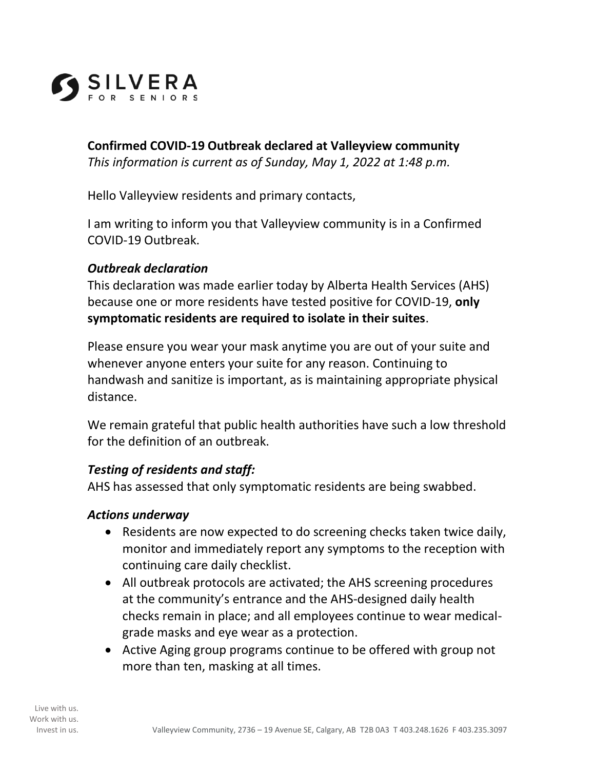SILVERA
FOR SENIORS

**Confirmed COVID-19 Outbreak declared at Valleyview community**
*This information is current as of Sunday, May 1, 2022 at 1:48 p.m.*

Hello Valleyview residents and primary contacts,

I am writing to inform you that Valleyview community is in a Confirmed COVID-19 Outbreak.

### *Outbreak declaration*

This declaration was made earlier today by Alberta Health Services (AHS) because one or more residents have tested positive for COVID-19, **only symptomatic residents are required to isolate in their suites**.

Please ensure you wear your mask anytime you are out of your suite and whenever anyone enters your suite for any reason. Continuing to handwash and sanitize is important, as is maintaining appropriate physical distance.

We remain grateful that public health authorities have such a low threshold for the definition of an outbreak.

### *Testing of residents and staff:*

AHS has assessed that only symptomatic residents are being swabbed.

### *Actions underway*

- Residents are now expected to do screening checks taken twice daily, monitor and immediately report any symptoms to the reception with continuing care daily checklist.
- All outbreak protocols are activated; the AHS screening procedures at the community's entrance and the AHS-designed daily health checks remain in place; and all employees continue to wear medical-grade masks and eye wear as a protection.
- Active Aging group programs continue to be offered with group not more than ten, masking at all times.

Live with us.
Work with us.
Invest in us.

Valleyview Community, 2736 – 19 Avenue SE, Calgary, AB T2B 0A3 T 403.248.1626 F 403.235.3097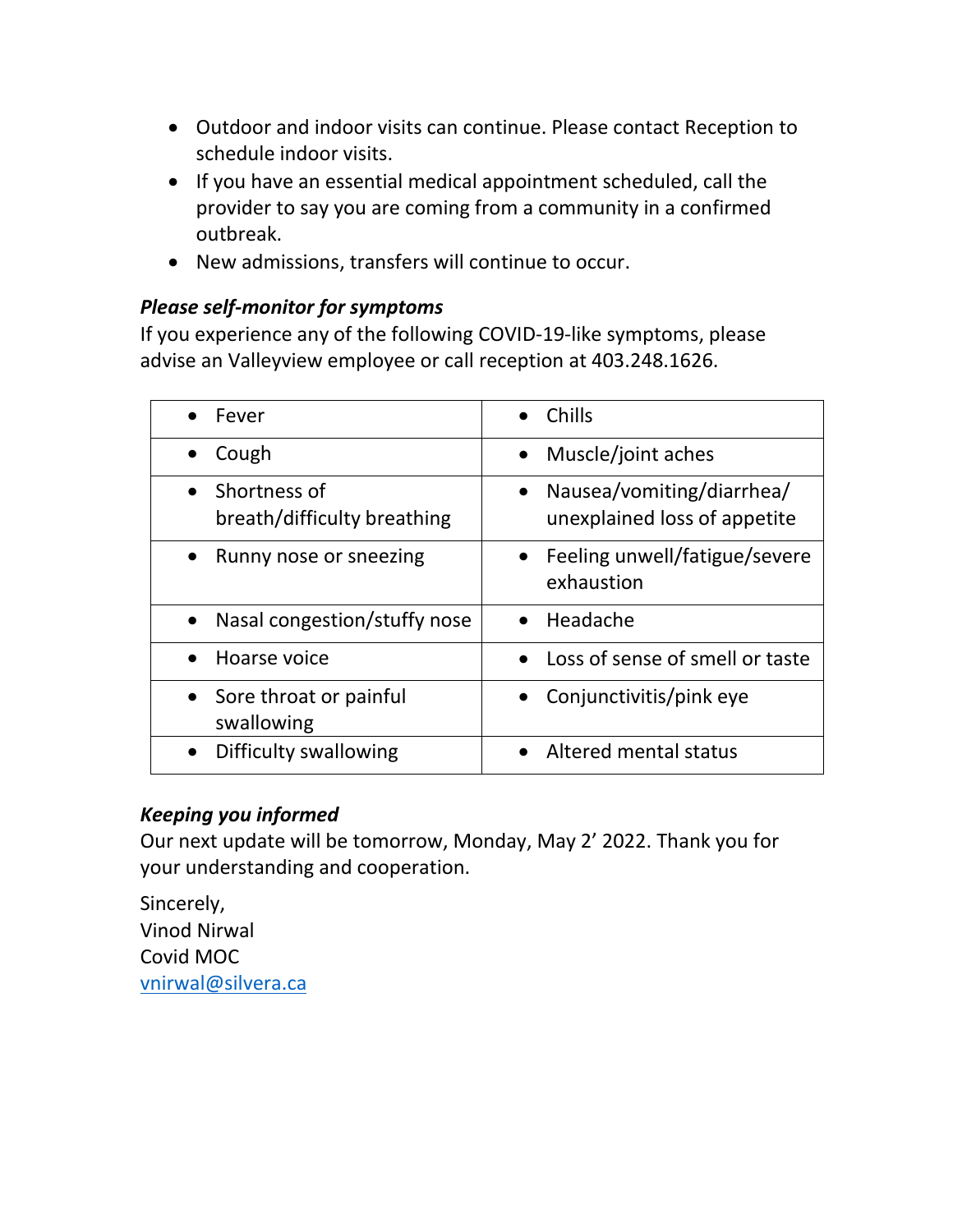- Outdoor and indoor visits can continue. Please contact Reception to schedule indoor visits.
- If you have an essential medical appointment scheduled, call the provider to say you are coming from a community in a confirmed outbreak.
- New admissions, transfers will continue to occur.

***Please self-monitor for symptoms***

If you experience any of the following COVID-19-like symptoms, please advise an Valleyview employee or call reception at 403.248.1626.

| | |
|---|---|
| • Fever | • Chills |
| • Cough | • Muscle/joint aches |
| • Shortness of breath/difficulty breathing | • Nausea/vomiting/diarrhea/ unexplained loss of appetite |
| • Runny nose or sneezing | • Feeling unwell/fatigue/severe exhaustion |
| • Nasal congestion/stuffy nose | • Headache |
| • Hoarse voice | • Loss of sense of smell or taste |
| • Sore throat or painful swallowing | • Conjunctivitis/pink eye |
| • Difficulty swallowing | • Altered mental status |

***Keeping you informed***

Our next update will be tomorrow, Monday, May 2' 2022. Thank you for your understanding and cooperation.

Sincerely,
Vinod Nirwal
Covid MOC
vnirwal@silvera.ca